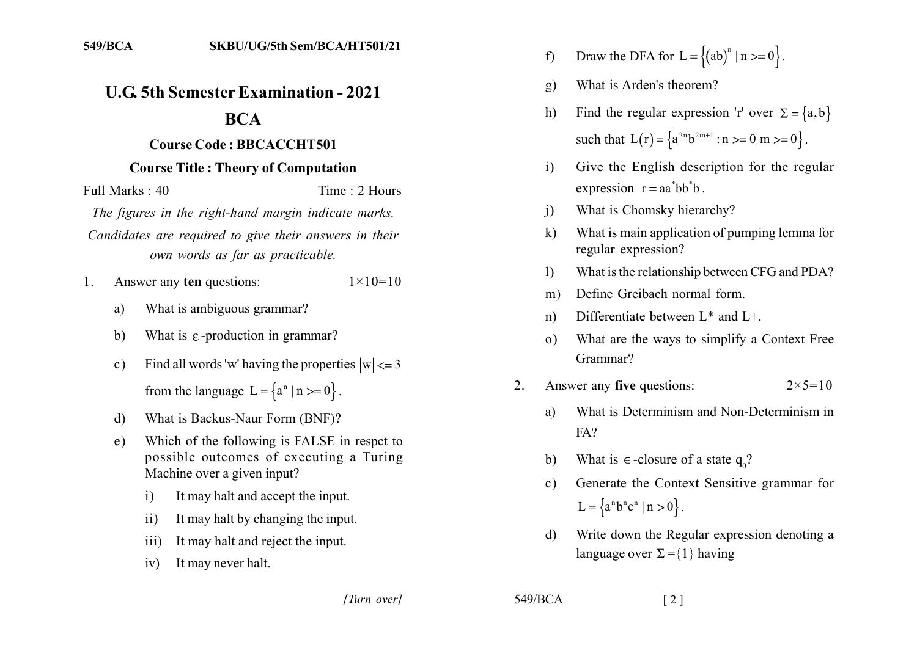# U.G. 5th Semester Examination - 2021

## BCA

### Course Code : BBCACCHT501

### Course Title : Theory of Computation

Full Marks : 40 Time : 2 Hours

*The figures in the right-hand margin indicate marks.*

*Candidates are required to give their answers in their own words as far as practicable.*

1. Answer any **ten** questions: $1\times10=10$

   a) What is ambiguous grammar?

   b) What is $\varepsilon$-production in grammar?

   c) Find all words 'w' having the properties $|w| <= 3$ from the language $L = \{a^n \mid n >= 0\}$.

   d) What is Backus-Naur Form (BNF)?

   e) Which of the following is FALSE in respct to possible outcomes of executing a Turing Machine over a given input?

      i) It may halt and accept the input.

      ii) It may halt by changing the input.

      iii) It may halt and reject the input.

      iv) It may never halt.

   f) Draw the DFA for $L = \{(ab)^n \mid n >= 0\}$.

   g) What is Arden's theorem?

   h) Find the regular expression 'r' over $\Sigma = \{a, b\}$ such that $L(r) = \{a^{2n}b^{2m+1} : n >= 0 \ m >= 0\}$.

   i) Give the English description for the regular expression $r = aa^*bb^*b$.

   j) What is Chomsky hierarchy?

   k) What is main application of pumping lemma for regular expression?

   l) What is the relationship between CFG and PDA?

   m) Define Greibach normal form.

   n) Differentiate between L* and L+.

   o) What are the ways to simplify a Context Free Grammar?

2. Answer any **five** questions: $2\times5=10$

   a) What is Determinism and Non-Determinism in FA?

   b) What is $\in$-closure of a state $q_0$?

   c) Generate the Context Sensitive grammar for $L = \{a^n b^n c^n \mid n > 0\}$.

   d) Write down the Regular expression denoting a language over $\Sigma = \{1\}$ having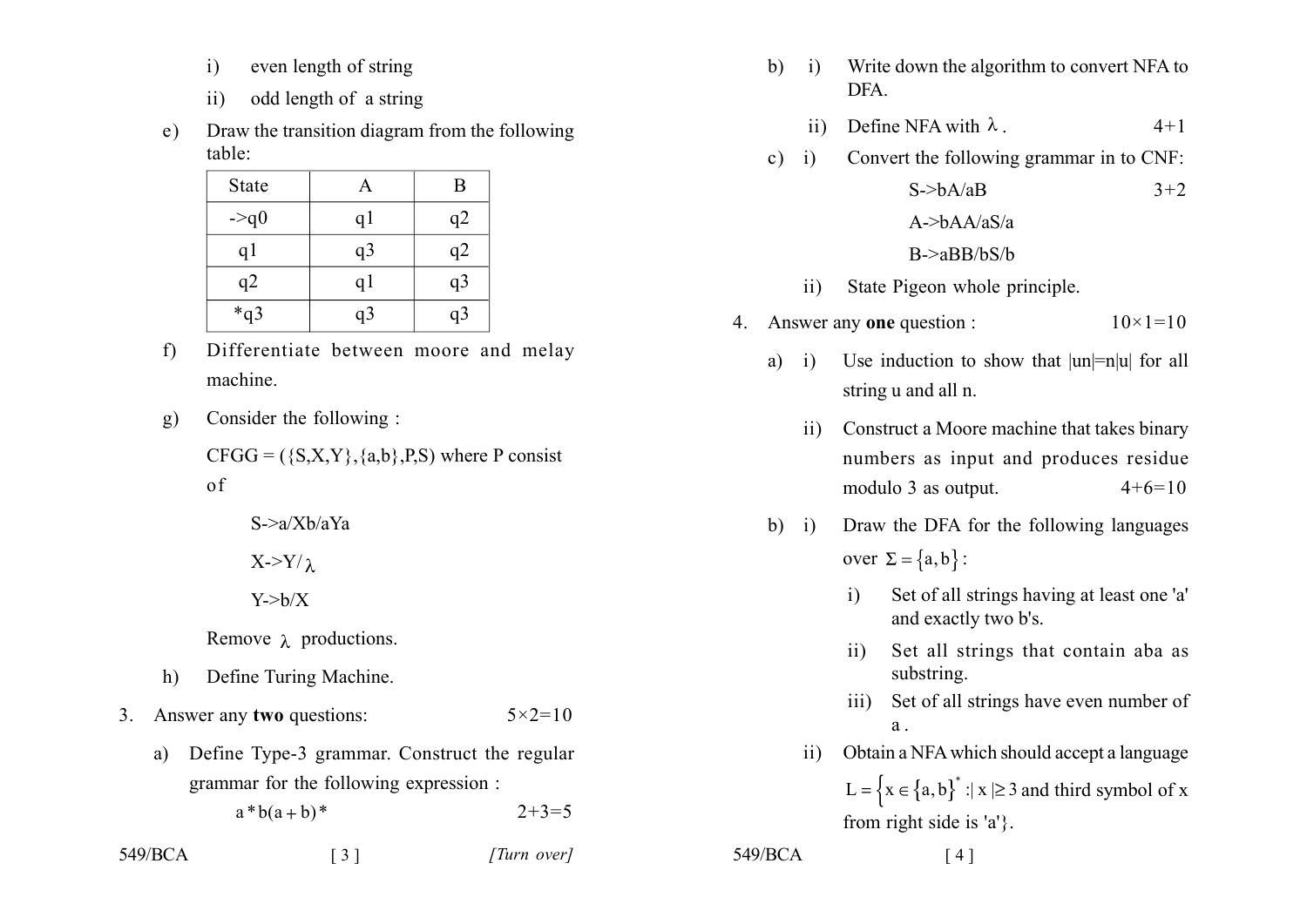i) even length of string

ii) odd length of a string

e) Draw the transition diagram from the following table:

| State | A | B |
|---|---|---|
| ->q0 | q1 | q2 |
| q1 | q3 | q2 |
| q2 | q1 | q3 |
| *q3 | q3 | q3 |

f) Differentiate between moore and melay machine.

g) Consider the following :

CFGG = ({S,X,Y},{a,b},P,S) where P consist of

S->a/Xb/aYa

X->Y/ $\lambda$

Y->b/X

Remove $\lambda$ productions.

h) Define Turing Machine.

3. Answer any **two** questions: 5×2=10

a) Define Type-3 grammar. Construct the regular grammar for the following expression :

$a*b(a+b)*$ 2+3=5

b) i) Write down the algorithm to convert NFA to DFA.

ii) Define NFA with $\lambda$. 4+1

c) i) Convert the following grammar in to CNF:

S->bA/aB 3+2

A->bAA/aS/a

B->aBB/bS/b

ii) State Pigeon whole principle.

4. Answer any **one** question : 10×1=10

a) i) Use induction to show that |un|=n|u| for all string u and all n.

ii) Construct a Moore machine that takes binary numbers as input and produces residue modulo 3 as output. 4+6=10

b) i) Draw the DFA for the following languages over $\Sigma = \{a, b\}$:

i) Set of all strings having at least one 'a' and exactly two b's.

ii) Set all strings that contain aba as substring.

iii) Set of all strings have even number of a .

ii) Obtain a NFA which should accept a language $L = \{x \in \{a,b\}^* : |x| \geq 3$ and third symbol of x from right side is 'a'}.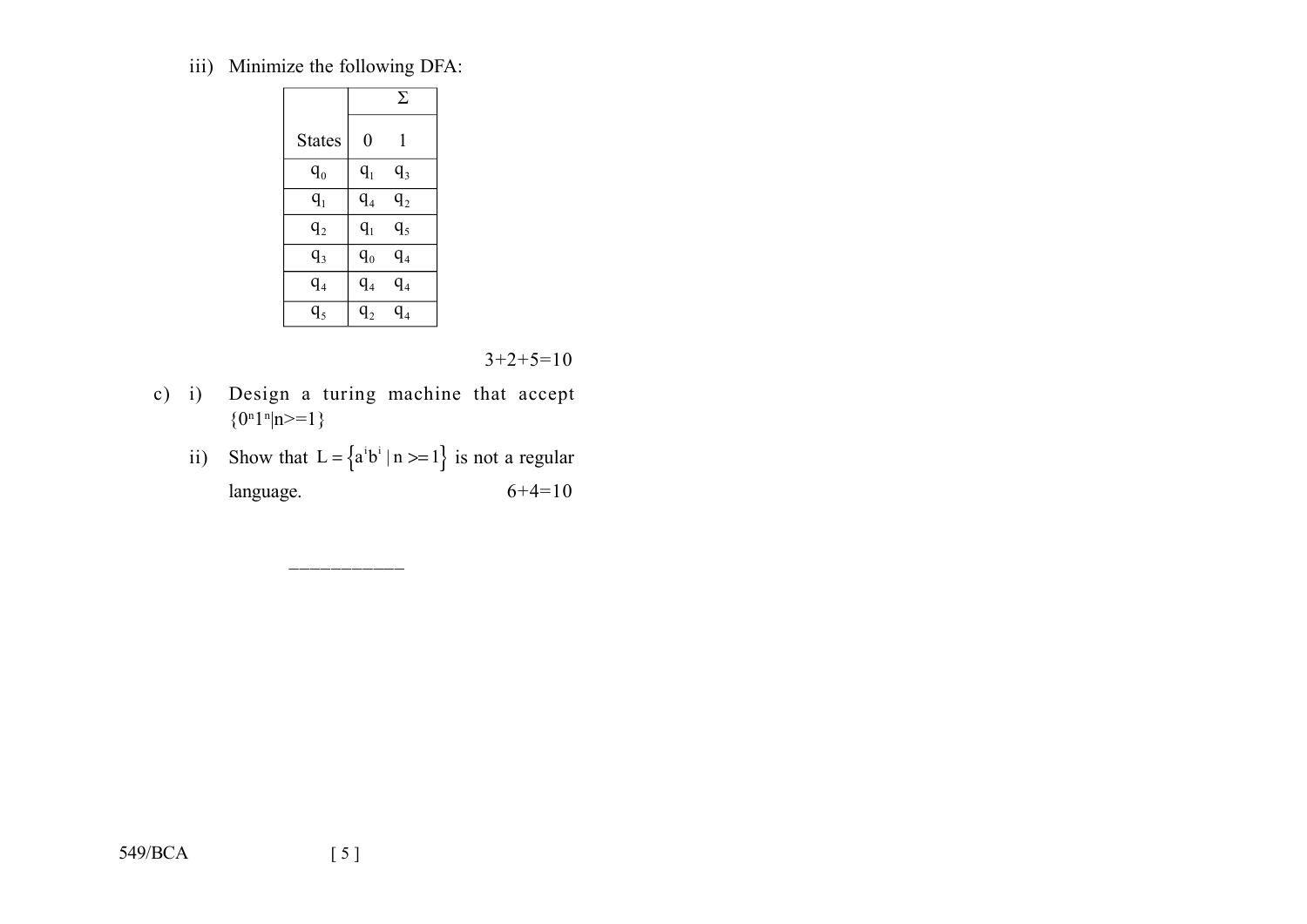iii) Minimize the following DFA:

| | Σ | |
|---|---|---|
| States | 0 | 1 |
| $q_0$ | $q_1$ | $q_3$ |
| $q_1$ | $q_4$ | $q_2$ |
| $q_2$ | $q_1$ | $q_5$ |
| $q_3$ | $q_0$ | $q_4$ |
| $q_4$ | $q_4$ | $q_4$ |
| $q_5$ | $q_2$ | $q_4$ |

3+2+5=10

c) i) Design a turing machine that accept $\{0^n1^n | n>=1\}$

ii) Show that $L = \{a^i b^i \mid n >= 1\}$ is not a regular language. 6+4=10

___________

549/BCA